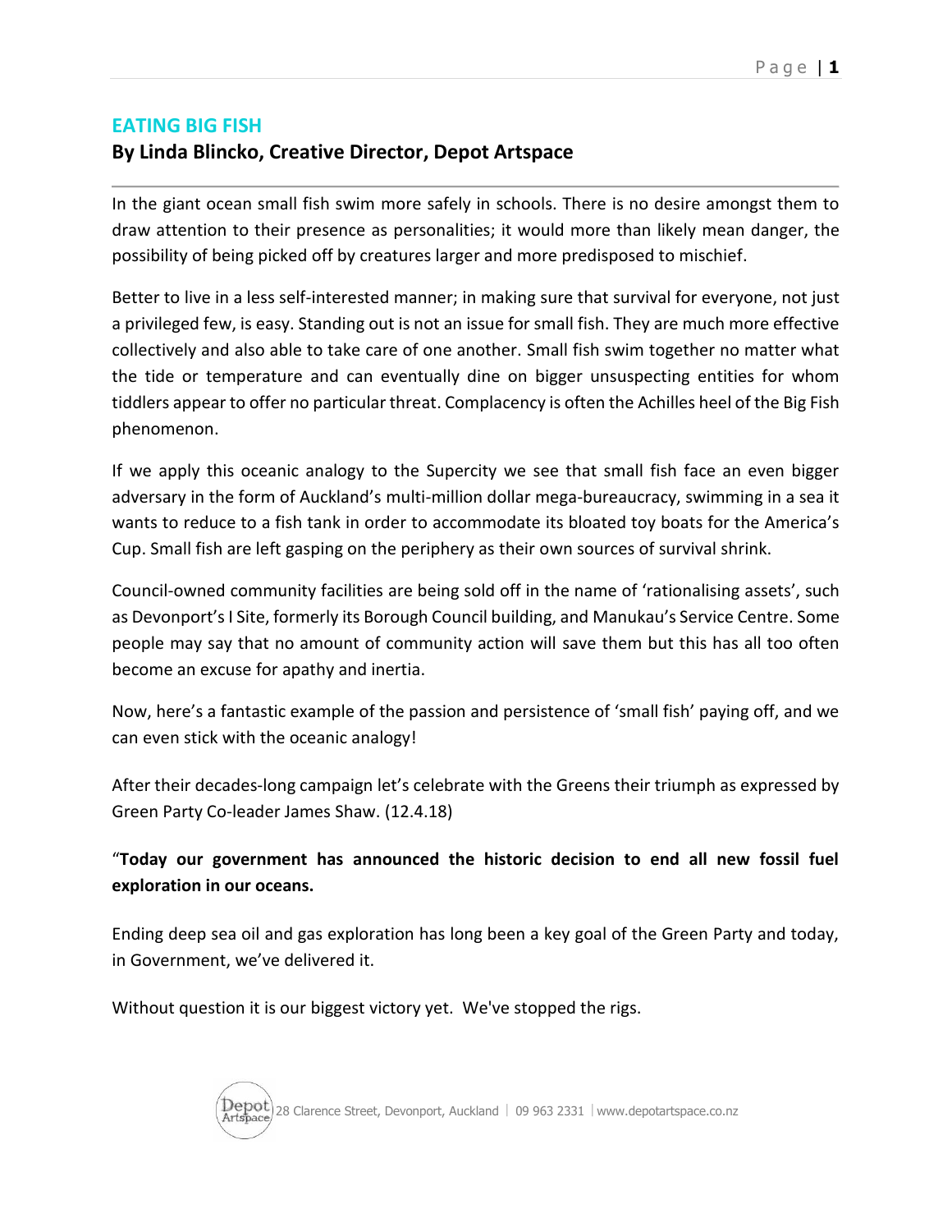# EATING BIG FISH

## By Linda Blincko, Creative Director, Depot Artspace

In the giant ocean small fish swim more safely in schools. There is no desire amongst them to draw attention to their presence as personalities; it would more than likely mean danger, the possibility of being picked off by creatures larger and more predisposed to mischief.

Better to live in a less self-interested manner; in making sure that survival for everyone, not just a privileged few, is easy. Standing out is not an issue for small fish. They are much more effective collectively and also able to take care of one another. Small fish swim together no matter what the tide or temperature and can eventually dine on bigger unsuspecting entities for whom tiddlers appear to offer no particular threat. Complacency is often the Achilles heel of the Big Fish phenomenon.

If we apply this oceanic analogy to the Supercity we see that small fish face an even bigger adversary in the form of Auckland's multi-million dollar mega-bureaucracy, swimming in a sea it wants to reduce to a fish tank in order to accommodate its bloated toy boats for the America's Cup. Small fish are left gasping on the periphery as their own sources of survival shrink.

Council-owned community facilities are being sold off in the name of 'rationalising assets', such as Devonport's I Site, formerly its Borough Council building, and Manukau's Service Centre. Some people may say that no amount of community action will save them but this has all too often become an excuse for apathy and inertia.

Now, here's a fantastic example of the passion and persistence of 'small fish' paying off, and we can even stick with the oceanic analogy!

After their decades-long campaign let's celebrate with the Greens their triumph as expressed by Green Party Co-leader James Shaw. (12.4.18)

"**Today our government has announced the historic decision to end all new fossil fuel exploration in our oceans.**

Ending deep sea oil and gas exploration has long been a key goal of the Green Party and today, in Government, we've delivered it.

Without question it is our biggest victory yet. We've stopped the rigs.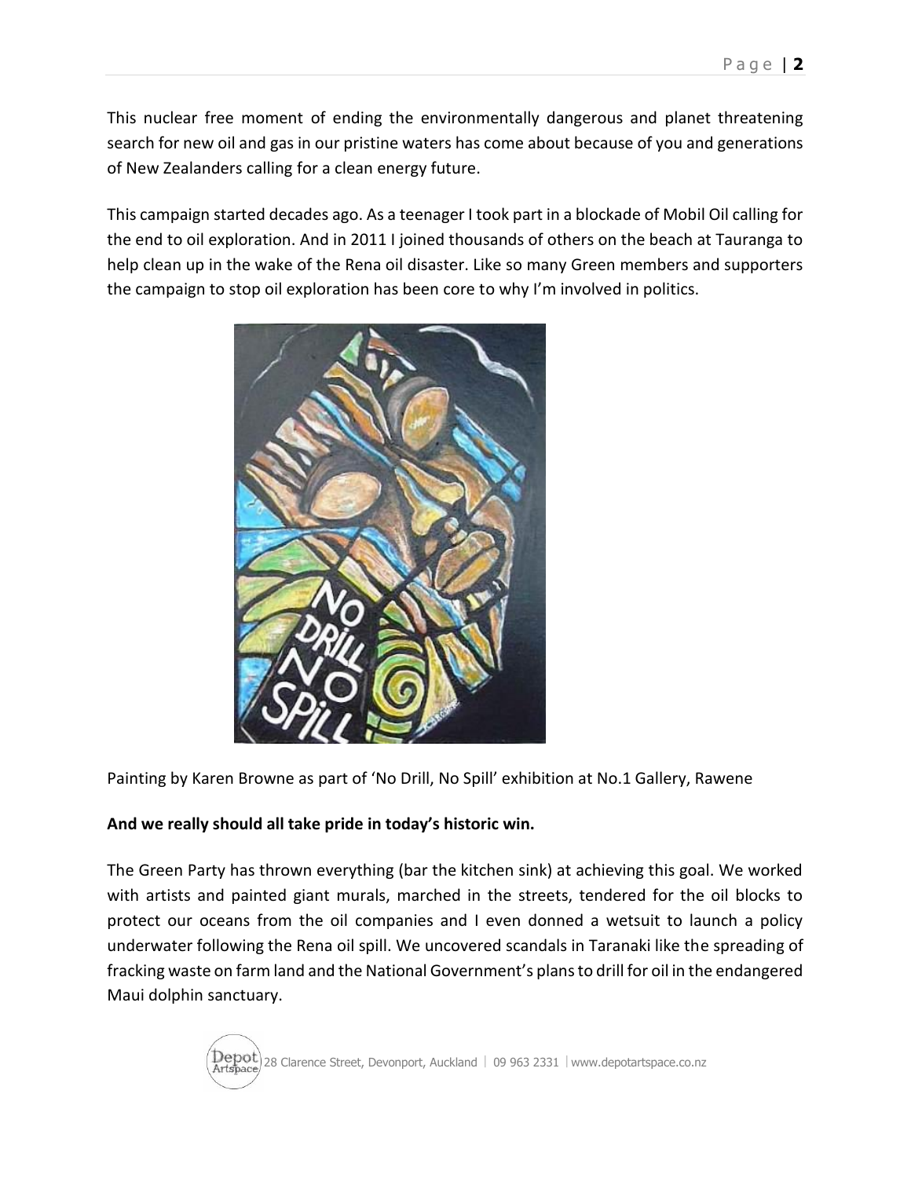This nuclear free moment of ending the environmentally dangerous and planet threatening search for new oil and gas in our pristine waters has come about because of you and generations of New Zealanders calling for a clean energy future.

This campaign started decades ago. As a teenager I took part in a blockade of Mobil Oil calling for the end to oil exploration. And in 2011 I joined thousands of others on the beach at Tauranga to help clean up in the wake of the Rena oil disaster. Like so many Green members and supporters the campaign to stop oil exploration has been core to why I'm involved in politics.

Painting by Karen Browne as part of 'No Drill, No Spill' exhibition at No.1 Gallery, Rawene

**And we really should all take pride in today's historic win.**

The Green Party has thrown everything (bar the kitchen sink) at achieving this goal. We worked with artists and painted giant murals, marched in the streets, tendered for the oil blocks to protect our oceans from the oil companies and I even donned a wetsuit to launch a policy underwater following the Rena oil spill. We uncovered scandals in Taranaki like the spreading of fracking waste on farm land and the National Government's plans to drill for oil in the endangered Maui dolphin sanctuary.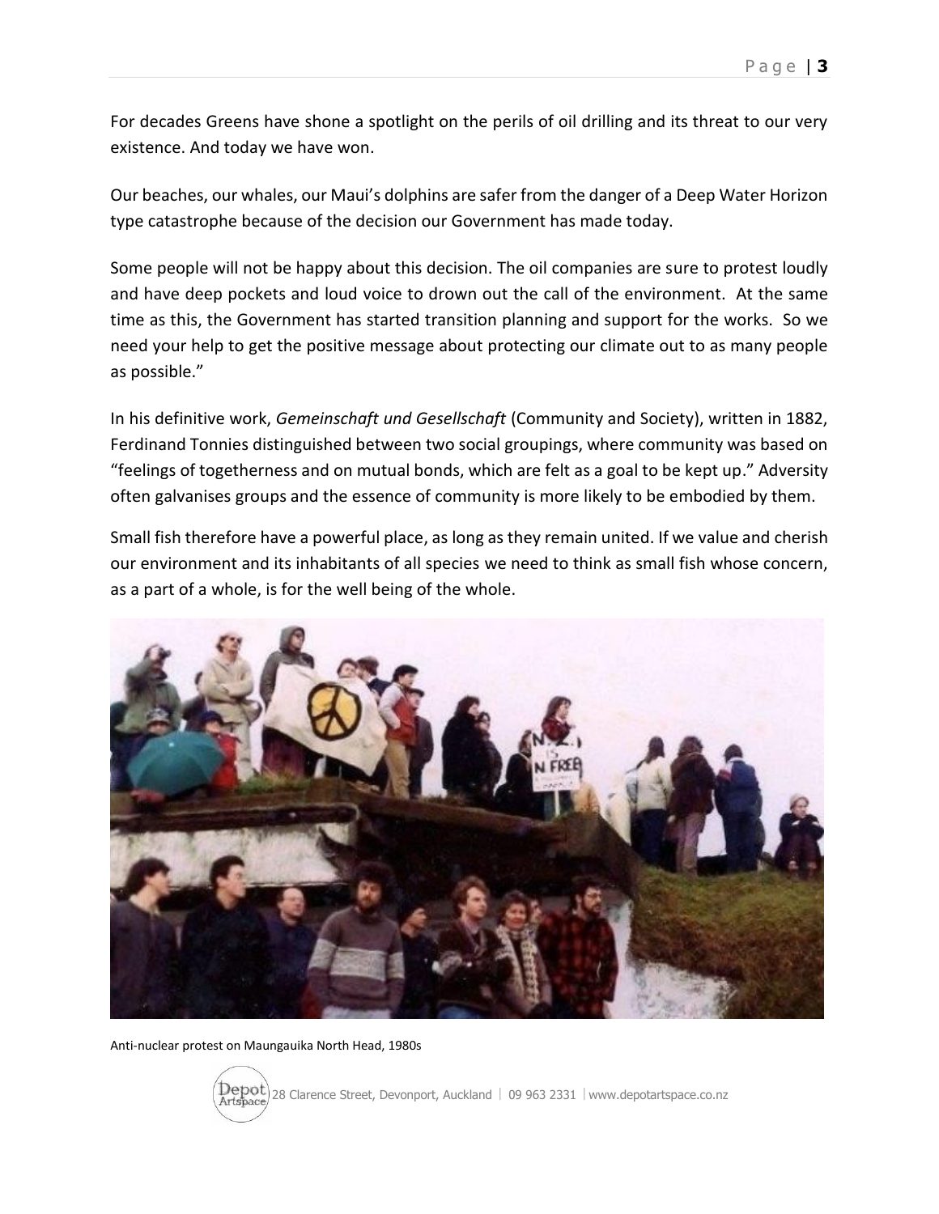For decades Greens have shone a spotlight on the perils of oil drilling and its threat to our very existence. And today we have won.

Our beaches, our whales, our Maui's dolphins are safer from the danger of a Deep Water Horizon type catastrophe because of the decision our Government has made today.

Some people will not be happy about this decision. The oil companies are sure to protest loudly and have deep pockets and loud voice to drown out the call of the environment. At the same time as this, the Government has started transition planning and support for the works. So we need your help to get the positive message about protecting our climate out to as many people as possible."

In his definitive work, *Gemeinschaft und Gesellschaft* (Community and Society), written in 1882, Ferdinand Tonnies distinguished between two social groupings, where community was based on "feelings of togetherness and on mutual bonds, which are felt as a goal to be kept up." Adversity often galvanises groups and the essence of community is more likely to be embodied by them.

Small fish therefore have a powerful place, as long as they remain united. If we value and cherish our environment and its inhabitants of all species we need to think as small fish whose concern, as a part of a whole, is for the well being of the whole.

Anti-nuclear protest on Maungauika North Head, 1980s